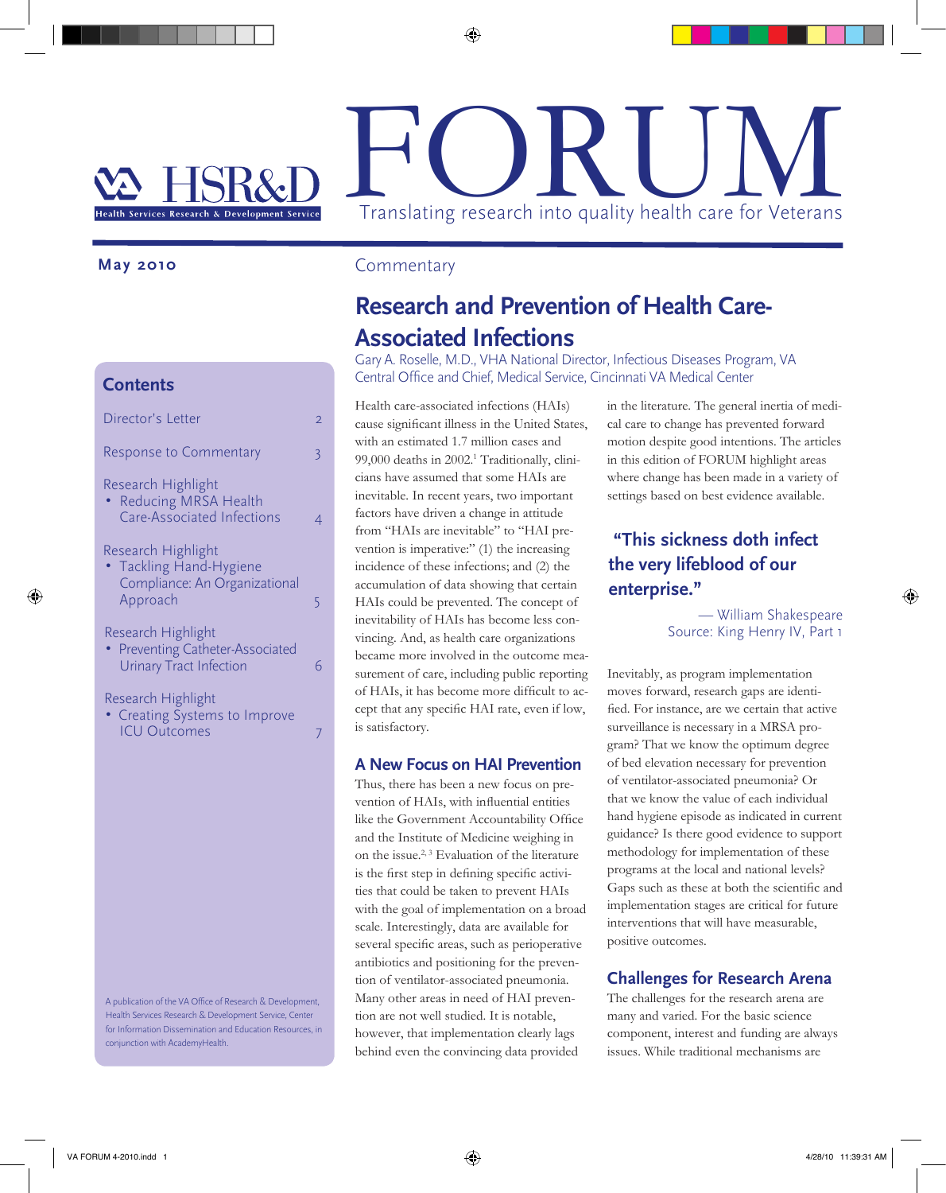# FORUM

Translating research into quality health care for Veterans

HSR&D — Health Services Research & Development Service

May 2010

## Contents

- Director's Letter 2
- Response to Commentary 3
- Research Highlight
  - Reducing MRSA Health Care-Associated Infections 4
- Research Highlight
  - Tackling Hand-Hygiene Compliance: An Organizational Approach 5
- Research Highlight
  - Preventing Catheter-Associated Urinary Tract Infection 6
- Research Highlight
  - Creating Systems to Improve ICU Outcomes 7

A publication of the VA Office of Research & Development, Health Services Research & Development Service, Center for Information Dissemination and Education Resources, in conjunction with AcademyHealth.

Commentary

## Research and Prevention of Health Care-Associated Infections

Gary A. Roselle, M.D., VHA National Director, Infectious Diseases Program, VA Central Office and Chief, Medical Service, Cincinnati VA Medical Center

Health care-associated infections (HAIs) cause significant illness in the United States, with an estimated 1.7 million cases and 99,000 deaths in 2002.[1] Traditionally, clinicians have assumed that some HAIs are inevitable. In recent years, two important factors have driven a change in attitude from "HAIs are inevitable" to "HAI prevention is imperative:" (1) the increasing incidence of these infections; and (2) the accumulation of data showing that certain HAIs could be prevented. The concept of inevitability of HAIs has become less convincing. And, as health care organizations became more involved in the outcome measurement of care, including public reporting of HAIs, it has become more difficult to accept that any specific HAI rate, even if low, is satisfactory.

### A New Focus on HAI Prevention

Thus, there has been a new focus on prevention of HAIs, with influential entities like the Government Accountability Office and the Institute of Medicine weighing in on the issue.[2, 3] Evaluation of the literature is the first step in defining specific activities that could be taken to prevent HAIs with the goal of implementation on a broad scale. Interestingly, data are available for several specific areas, such as perioperative antibiotics and positioning for the prevention of ventilator-associated pneumonia. Many other areas in need of HAI prevention are not well studied. It is notable, however, that implementation clearly lags behind even the convincing data provided in the literature. The general inertia of medical care to change has prevented forward motion despite good intentions. The articles in this edition of FORUM highlight areas where change has been made in a variety of settings based on best evidence available.

> **"This sickness doth infect the very lifeblood of our enterprise."**
>
> — William Shakespeare
> Source: King Henry IV, Part 1

Inevitably, as program implementation moves forward, research gaps are identified. For instance, are we certain that active surveillance is necessary in a MRSA program? That we know the optimum degree of bed elevation necessary for prevention of ventilator-associated pneumonia? Or that we know the value of each individual hand hygiene episode as indicated in current guidance? Is there good evidence to support methodology for implementation of these programs at the local and national levels? Gaps such as these at both the scientific and implementation stages are critical for future interventions that will have measurable, positive outcomes.

### Challenges for Research Arena

The challenges for the research arena are many and varied. For the basic science component, interest and funding are always issues. While traditional mechanisms are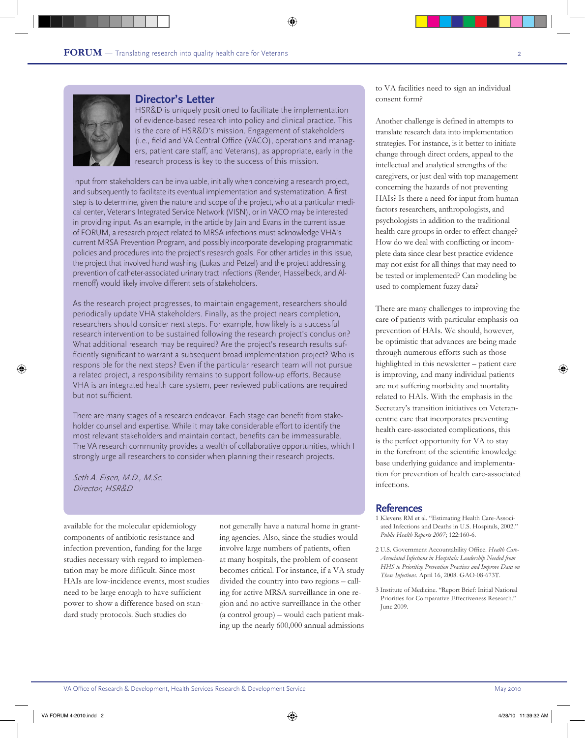## Director's Letter

HSR&D is uniquely positioned to facilitate the implementation of evidence-based research into policy and clinical practice. This is the core of HSR&D's mission. Engagement of stakeholders (i.e., field and VA Central Office (VACO), operations and managers, patient care staff, and Veterans), as appropriate, early in the research process is key to the success of this mission.

Input from stakeholders can be invaluable, initially when conceiving a research project, and subsequently to facilitate its eventual implementation and systematization. A first step is to determine, given the nature and scope of the project, who at a particular medical center, Veterans Integrated Service Network (VISN), or in VACO may be interested in providing input. As an example, in the article by Jain and Evans in the current issue of FORUM, a research project related to MRSA infections must acknowledge VHA's current MRSA Prevention Program, and possibly incorporate developing programmatic policies and procedures into the project's research goals. For other articles in this issue, the project that involved hand washing (Lukas and Petzel) and the project addressing prevention of catheter-associated urinary tract infections (Render, Hasselbeck, and Almenoff) would likely involve different sets of stakeholders.

As the research project progresses, to maintain engagement, researchers should periodically update VHA stakeholders. Finally, as the project nears completion, researchers should consider next steps. For example, how likely is a successful research intervention to be sustained following the research project's conclusion? What additional research may be required? Are the project's research results sufficiently significant to warrant a subsequent broad implementation project? Who is responsible for the next steps? Even if the particular research team will not pursue a related project, a responsibility remains to support follow-up efforts. Because VHA is an integrated health care system, peer reviewed publications are required but not sufficient.

There are many stages of a research endeavor. Each stage can benefit from stakeholder counsel and expertise. While it may take considerable effort to identify the most relevant stakeholders and maintain contact, benefits can be immeasurable. The VA research community provides a wealth of collaborative opportunities, which I strongly urge all researchers to consider when planning their research projects.

*Seth A. Eisen, M.D., M.Sc.*
*Director, HSR&D*

available for the molecular epidemiology components of antibiotic resistance and infection prevention, funding for the large studies necessary with regard to implementation may be more difficult. Since most HAIs are low-incidence events, most studies need to be large enough to have sufficient power to show a difference based on standard study protocols. Such studies do not generally have a natural home in granting agencies. Also, since the studies would involve large numbers of patients, often at many hospitals, the problem of consent becomes critical. For instance, if a VA study divided the country into two regions – calling for active MRSA surveillance in one region and no active surveillance in the other (a control group) – would each patient making up the nearly 600,000 annual admissions to VA facilities need to sign an individual consent form?

Another challenge is defined in attempts to translate research data into implementation strategies. For instance, is it better to initiate change through direct orders, appeal to the intellectual and analytical strengths of the caregivers, or just deal with top management concerning the hazards of not preventing HAIs? Is there a need for input from human factors researchers, anthropologists, and psychologists in addition to the traditional health care groups in order to effect change? How do we deal with conflicting or incomplete data since clear best practice evidence may not exist for all things that may need to be tested or implemented? Can modeling be used to complement fuzzy data?

There are many challenges to improving the care of patients with particular emphasis on prevention of HAIs. We should, however, be optimistic that advances are being made through numerous efforts such as those highlighted in this newsletter – patient care is improving, and many individual patients are not suffering morbidity and mortality related to HAIs. With the emphasis in the Secretary's transition initiatives on Veteran-centric care that incorporates preventing health care-associated complications, this is the perfect opportunity for VA to stay in the forefront of the scientific knowledge base underlying guidance and implementation for prevention of health care-associated infections.

## References

1. Klevens RM et al. "Estimating Health Care-Associated Infections and Deaths in U.S. Hospitals, 2002." *Public Health Reports 2007*; 122:160-6.
2. U.S. Government Accountability Office. *Health Care-Associated Infections in Hospitals: Leadership Needed from HHS to Prioritize Prevention Practices and Improve Data on These Infections.* April 16, 2008. GAO-08-673T.
3. Institute of Medicine. "Report Brief: Initial National Priorities for Comparative Effectiveness Research." June 2009.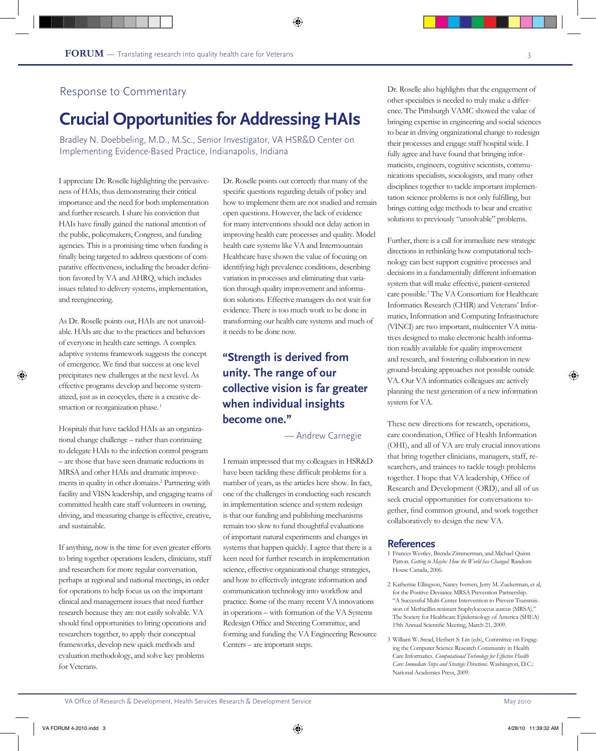Response to Commentary

# Crucial Opportunities for Addressing HAIs

Bradley N. Doebbeling, M.D., M.Sc., Senior Investigator, VA HSR&D Center on Implementing Evidence-Based Practice, Indianapolis, Indiana

I appreciate Dr. Roselle highlighting the pervasiveness of HAIs, thus demonstrating their critical importance and the need for both implementation and further research. I share his conviction that HAIs have finally gained the national attention of the public, policymakers, Congress, and funding agencies. This is a promising time when funding is finally being targeted to address questions of comparative effectiveness, including the broader definition favored by VA and AHRQ, which includes issues related to delivery systems, implementation, and reengineering.

As Dr. Roselle points out, HAIs are not unavoidable. HAIs are due to the practices and behaviors of everyone in health care settings. A complex adaptive systems framework suggests the concept of emergence. We find that success at one level precipitates new challenges at the next level. As effective programs develop and become systematized, just as in ecocycles, there is a creative destruction or reorganization phase.[1]

Hospitals that have tackled HAIs as an organizational change challenge – rather than continuing to delegate HAIs to the infection control program – are those that have seen dramatic reductions in MRSA and other HAIs and dramatic improvements in quality in other domains.[2] Partnering with facility and VISN leadership, and engaging teams of committed health care staff volunteers in owning, driving, and measuring change is effective, creative, and sustainable.

If anything, now is the time for even greater efforts to bring together operations leaders, clinicians, staff and researchers for more regular conversation, perhaps at regional and national meetings, in order for operations to help focus us on the important clinical and management issues that need further research because they are not easily solvable. VA should find opportunities to bring operations and researchers together, to apply their conceptual frameworks, develop new quick methods and evaluation methodology, and solve key problems for Veterans.

Dr. Roselle points out correctly that many of the specific questions regarding details of policy and how to implement them are not studied and remain open questions. However, the lack of evidence for many interventions should not delay action in improving health care processes and quality. Model health care systems like VA and Intermountain Healthcare have shown the value of focusing on identifying high prevalence conditions, describing variation in processes and eliminating that variation through quality improvement and information solutions. Effective managers do not wait for evidence. There is too much work to be done in transforming our health care systems and much of it needs to be done now.

> **"Strength is derived from unity. The range of our collective vision is far greater when individual insights become one."**
>
> — Andrew Carnegie

I remain impressed that my colleagues in HSR&D have been tackling these difficult problems for a number of years, as the articles here show. In fact, one of the challenges in conducting such research in implementation science and system redesign is that our funding and publishing mechanisms remain too slow to fund thoughtful evaluations of important natural experiments and changes in systems that happen quickly. I agree that there is a keen need for further research in implementation science, effective organizational change strategies, and how to effectively integrate information and communication technology into workflow and practice. Some of the many recent VA innovations in operations – with formation of the VA Systems Redesign Office and Steering Committee, and forming and funding the VA Engineering Resource Centers – are important steps.

Dr. Roselle also highlights that the engagement of other specialties is needed to truly make a difference. The Pittsburgh VAMC showed the value of bringing expertise in engineering and social sciences to bear in driving organizational change to redesign their processes and engage staff hospital wide. I fully agree and have found that bringing informaticists, engineers, cognitive scientists, communications specialists, sociologists, and many other disciplines together to tackle important implementation science problems is not only fulfilling, but brings cutting edge methods to bear and creative solutions to previously "unsolvable" problems.

Further, there is a call for immediate new strategic directions in rethinking how computational technology can best support cognitive processes and decisions in a fundamentally different information system that will make effective, patient-centered care possible.[3] The VA Consortium for Healthcare Informatics Research (CHIR) and Veterans' Informatics, Information and Computing Infrastructure (VINCI) are two important, multicenter VA initiatives designed to make electronic health information readily available for quality improvement and research, and fostering collaboration in new ground-breaking approaches not possible outside VA. Our VA informatics colleagues are actively planning the next generation of a new information system for VA.

These new directions for research, operations, care coordination, Office of Health Information (OHI), and all of VA are truly crucial innovations that bring together clinicians, managers, staff, researchers, and trainees to tackle tough problems together. I hope that VA leadership, Office of Research and Development (ORD), and all of us seek crucial opportunities for conversations together, find common ground, and work together collaboratively to design the new VA.

## References

1. Frances Westley, Brenda Zimmerman, and Michael Quinn Patton. *Getting to Maybe: How the World has Changed.* Random House Canada, 2006.
2. Katherine Ellingson, Nancy Iversen, Jerry M. Zuckerman, et al, for the Positive Deviance MRSA Prevention Partnership. "A Successful Multi-Center Intervention to Prevent Transmission of Methicillin-resistant Staphylococcus aureus (MRSA)." The Society for Healthcare Epidemiology of America (SHEA) 19th Annual Scientific Meeting, March 21, 2009.
3. William W. Stead, Herbert S. Lin (eds), Committee on Engaging the Computer Science Research Community in Health Care Informatics. *Computational Technology for Effective Health Care: Immediate Steps and Strategic Directions.* Washington, D.C.: National Academies Press, 2009.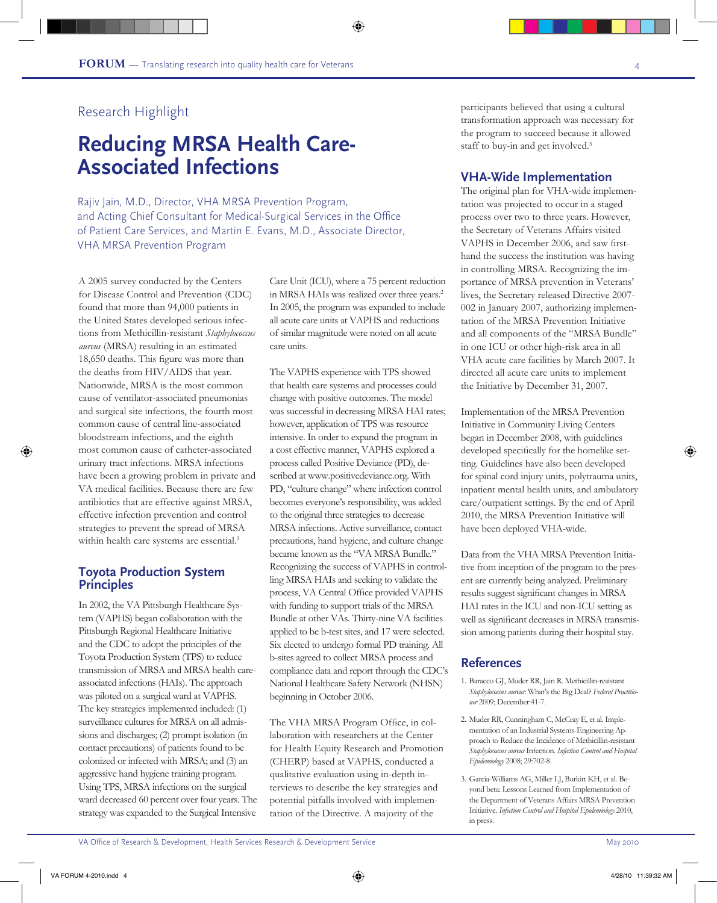Research Highlight

# Reducing MRSA Health Care-Associated Infections

Rajiv Jain, M.D., Director, VHA MRSA Prevention Program, and Acting Chief Consultant for Medical-Surgical Services in the Office of Patient Care Services, and Martin E. Evans, M.D., Associate Director, VHA MRSA Prevention Program

A 2005 survey conducted by the Centers for Disease Control and Prevention (CDC) found that more than 94,000 patients in the United States developed serious infections from Methicillin-resistant *Staphylococcus aureus* (MRSA) resulting in an estimated 18,650 deaths. This figure was more than the deaths from HIV/AIDS that year. Nationwide, MRSA is the most common cause of ventilator-associated pneumonias and surgical site infections, the fourth most common cause of central line-associated bloodstream infections, and the eighth most common cause of catheter-associated urinary tract infections. MRSA infections have been a growing problem in private and VA medical facilities. Because there are few antibiotics that are effective against MRSA, effective infection prevention and control strategies to prevent the spread of MRSA within health care systems are essential.[1]

## Toyota Production System Principles

In 2002, the VA Pittsburgh Healthcare System (VAPHS) began collaboration with the Pittsburgh Regional Healthcare Initiative and the CDC to adopt the principles of the Toyota Production System (TPS) to reduce transmission of MRSA and MRSA health care-associated infections (HAIs). The approach was piloted on a surgical ward at VAPHS. The key strategies implemented included: (1) surveillance cultures for MRSA on all admissions and discharges; (2) prompt isolation (in contact precautions) of patients found to be colonized or infected with MRSA; and (3) an aggressive hand hygiene training program. Using TPS, MRSA infections on the surgical ward decreased 60 percent over four years. The strategy was expanded to the Surgical Intensive Care Unit (ICU), where a 75 percent reduction in MRSA HAIs was realized over three years.[2] In 2005, the program was expanded to include all acute care units at VAPHS and reductions of similar magnitude were noted on all acute care units.

The VAPHS experience with TPS showed that health care systems and processes could change with positive outcomes. The model was successful in decreasing MRSA HAI rates; however, application of TPS was resource intensive. In order to expand the program in a cost effective manner, VAPHS explored a process called Positive Deviance (PD), described at www.positivedeviance.org. With PD, "culture change" where infection control becomes everyone's responsibility, was added to the original three strategies to decrease MRSA infections. Active surveillance, contact precautions, hand hygiene, and culture change became known as the "VA MRSA Bundle." Recognizing the success of VAPHS in controlling MRSA HAIs and seeking to validate the process, VA Central Office provided VAPHS with funding to support trials of the MRSA Bundle at other VAs. Thirty-nine VA facilities applied to be b-test sites, and 17 were selected. Six elected to undergo formal PD training. All b-sites agreed to collect MRSA process and compliance data and report through the CDC's National Healthcare Safety Network (NHSN) beginning in October 2006.

The VHA MRSA Program Office, in collaboration with researchers at the Center for Health Equity Research and Promotion (CHERP) based at VAPHS, conducted a qualitative evaluation using in-depth interviews to describe the key strategies and potential pitfalls involved with implementation of the Directive. A majority of the participants believed that using a cultural transformation approach was necessary for the program to succeed because it allowed staff to buy-in and get involved.[3]

## VHA-Wide Implementation

The original plan for VHA-wide implementation was projected to occur in a staged process over two to three years. However, the Secretary of Veterans Affairs visited VAPHS in December 2006, and saw first-hand the success the institution was having in controlling MRSA. Recognizing the importance of MRSA prevention in Veterans' lives, the Secretary released Directive 2007-002 in January 2007, authorizing implementation of the MRSA Prevention Initiative and all components of the "MRSA Bundle" in one ICU or other high-risk area in all VHA acute care facilities by March 2007. It directed all acute care units to implement the Initiative by December 31, 2007.

Implementation of the MRSA Prevention Initiative in Community Living Centers began in December 2008, with guidelines developed specifically for the homelike setting. Guidelines have also been developed for spinal cord injury units, polytrauma units, inpatient mental health units, and ambulatory care/outpatient settings. By the end of April 2010, the MRSA Prevention Initiative will have been deployed VHA-wide.

Data from the VHA MRSA Prevention Initiative from inception of the program to the present are currently being analyzed. Preliminary results suggest significant changes in MRSA HAI rates in the ICU and non-ICU setting as well as significant decreases in MRSA transmission among patients during their hospital stay.

## References

1. Baracco GJ, Muder RR, Jain R. Methicillin-resistant *Staphylococcus aureus*: What's the Big Deal? *Federal Practitioner* 2009; December:41-7.
2. Muder RR, Cunningham C, McCray E, et al. Implementation of an Industrial Systems-Engineering Approach to Reduce the Incidence of Methicillin-resistant *Staphylococcus aureus* Infection. *Infection Control and Hospital Epidemiology* 2008; 29:702-8.
3. Garcia-Williams AG, Miller LJ, Burkitt KH, et al. Beyond beta: Lessons Learned from Implementation of the Department of Veterans Affairs MRSA Prevention Initiative. *Infection Control and Hospital Epidemiology* 2010, in press.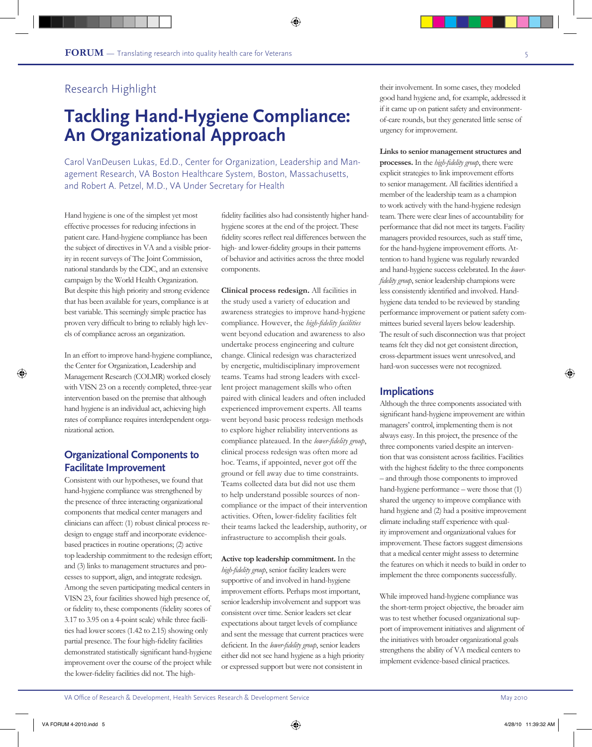Research Highlight

# Tackling Hand-Hygiene Compliance: An Organizational Approach

Carol VanDeusen Lukas, Ed.D., Center for Organization, Leadership and Management Research, VA Boston Healthcare System, Boston, Massachusetts, and Robert A. Petzel, M.D., VA Under Secretary for Health

Hand hygiene is one of the simplest yet most effective processes for reducing infections in patient care. Hand-hygiene compliance has been the subject of directives in VA and a visible priority in recent surveys of The Joint Commission, national standards by the CDC, and an extensive campaign by the World Health Organization. But despite this high priority and strong evidence that has been available for years, compliance is at best variable. This seemingly simple practice has proven very difficult to bring to reliably high levels of compliance across an organization.

In an effort to improve hand-hygiene compliance, the Center for Organization, Leadership and Management Research (COLMR) worked closely with VISN 23 on a recently completed, three-year intervention based on the premise that although hand hygiene is an individual act, achieving high rates of compliance requires interdependent organizational action.

## Organizational Components to Facilitate Improvement

Consistent with our hypotheses, we found that hand-hygiene compliance was strengthened by the presence of three interacting organizational components that medical center managers and clinicians can affect: (1) robust clinical process redesign to engage staff and incorporate evidence-based practices in routine operations; (2) active top leadership commitment to the redesign effort; and (3) links to management structures and processes to support, align, and integrate redesign. Among the seven participating medical centers in VISN 23, four facilities showed high presence of, or fidelity to, these components (fidelity scores of 3.17 to 3.95 on a 4-point scale) while three facilities had lower scores (1.42 to 2.15) showing only partial presence. The four high-fidelity facilities demonstrated statistically significant hand-hygiene improvement over the course of the project while the lower-fidelity facilities did not. The high-fidelity facilities also had consistently higher hand-hygiene scores at the end of the project. These fidelity scores reflect real differences between the high- and lower-fidelity groups in their patterns of behavior and activities across the three model components.

**Clinical process redesign.** All facilities in the study used a variety of education and awareness strategies to improve hand-hygiene compliance. However, the *high-fidelity facilities* went beyond education and awareness to also undertake process engineering and culture change. Clinical redesign was characterized by energetic, multidisciplinary improvement teams. Teams had strong leaders with excellent project management skills who often paired with clinical leaders and often included experienced improvement experts. All teams went beyond basic process redesign methods to explore higher reliability interventions as compliance plateaued. In the *lower-fidelity group*, clinical process redesign was often more ad hoc. Teams, if appointed, never got off the ground or fell away due to time constraints. Teams collected data but did not use them to help understand possible sources of non-compliance or the impact of their intervention activities. Often, lower-fidelity facilities felt their teams lacked the leadership, authority, or infrastructure to accomplish their goals.

**Active top leadership commitment.** In the *high-fidelity group*, senior facility leaders were supportive of and involved in hand-hygiene improvement efforts. Perhaps most important, senior leadership involvement and support was consistent over time. Senior leaders set clear expectations about target levels of compliance and sent the message that current practices were deficient. In the *lower-fidelity group*, senior leaders either did not see hand hygiene as a high priority or expressed support but were not consistent in their involvement. In some cases, they modeled good hand hygiene and, for example, addressed it if it came up on patient safety and environment-of-care rounds, but they generated little sense of urgency for improvement.

**Links to senior management structures and processes.** In the *high-fidelity group*, there were explicit strategies to link improvement efforts to senior management. All facilities identified a member of the leadership team as a champion to work actively with the hand-hygiene redesign team. There were clear lines of accountability for performance that did not meet its targets. Facility managers provided resources, such as staff time, for the hand-hygiene improvement efforts. Attention to hand hygiene was regularly rewarded and hand-hygiene success celebrated. In the *lower-fidelity group*, senior leadership champions were less consistently identified and involved. Hand-hygiene data tended to be reviewed by standing performance improvement or patient safety committees buried several layers below leadership. The result of such disconnection was that project teams felt they did not get consistent direction, cross-department issues went unresolved, and hard-won successes were not recognized.

## Implications

Although the three components associated with significant hand-hygiene improvement are within managers' control, implementing them is not always easy. In this project, the presence of the three components varied despite an intervention that was consistent across facilities. Facilities with the highest fidelity to the three components – and through those components to improved hand-hygiene performance – were those that (1) shared the urgency to improve compliance with hand hygiene and (2) had a positive improvement climate including staff experience with quality improvement and organizational values for improvement. These factors suggest dimensions that a medical center might assess to determine the features on which it needs to build in order to implement the three components successfully.

While improved hand-hygiene compliance was the short-term project objective, the broader aim was to test whether focused organizational support of improvement initiatives and alignment of the initiatives with broader organizational goals strengthens the ability of VA medical centers to implement evidence-based clinical practices.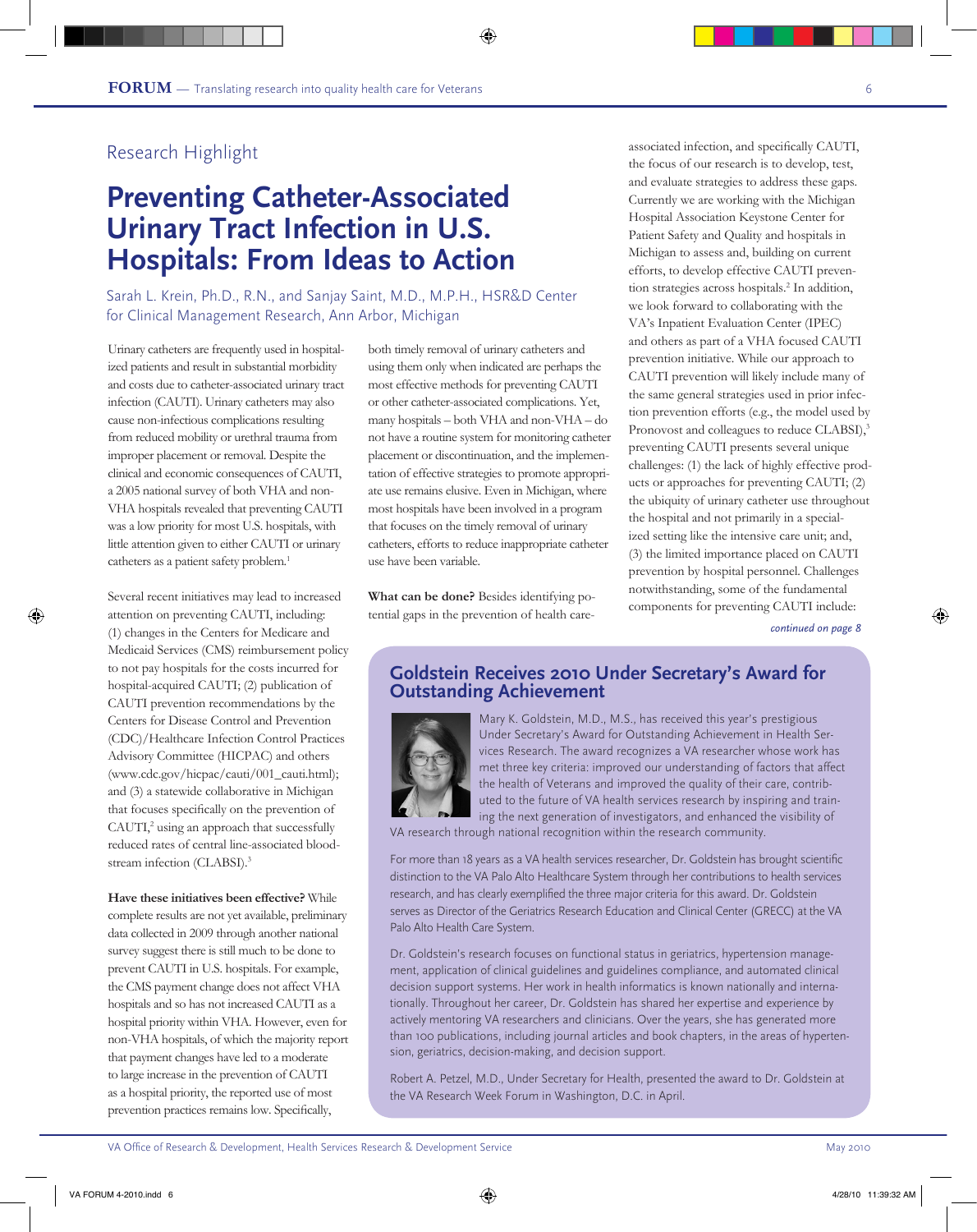Research Highlight

# Preventing Catheter-Associated Urinary Tract Infection in U.S. Hospitals: From Ideas to Action

Sarah L. Krein, Ph.D., R.N., and Sanjay Saint, M.D., M.P.H., HSR&D Center for Clinical Management Research, Ann Arbor, Michigan

Urinary catheters are frequently used in hospitalized patients and result in substantial morbidity and costs due to catheter-associated urinary tract infection (CAUTI). Urinary catheters may also cause non-infectious complications resulting from reduced mobility or urethral trauma from improper placement or removal. Despite the clinical and economic consequences of CAUTI, a 2005 national survey of both VHA and non-VHA hospitals revealed that preventing CAUTI was a low priority for most U.S. hospitals, with little attention given to either CAUTI or urinary catheters as a patient safety problem.[1]

Several recent initiatives may lead to increased attention on preventing CAUTI, including: (1) changes in the Centers for Medicare and Medicaid Services (CMS) reimbursement policy to not pay hospitals for the costs incurred for hospital-acquired CAUTI; (2) publication of CAUTI prevention recommendations by the Centers for Disease Control and Prevention (CDC)/Healthcare Infection Control Practices Advisory Committee (HICPAC) and others (www.cdc.gov/hicpac/cauti/001_cauti.html); and (3) a statewide collaborative in Michigan that focuses specifically on the prevention of CAUTI,[2] using an approach that successfully reduced rates of central line-associated bloodstream infection (CLABSI).[3]

**Have these initiatives been effective?** While complete results are not yet available, preliminary data collected in 2009 through another national survey suggest there is still much to be done to prevent CAUTI in U.S. hospitals. For example, the CMS payment change does not affect VHA hospitals and so has not increased CAUTI as a hospital priority within VHA. However, even for non-VHA hospitals, of which the majority report that payment changes have led to a moderate to large increase in the prevention of CAUTI as a hospital priority, the reported use of most prevention practices remains low. Specifically, both timely removal of urinary catheters and using them only when indicated are perhaps the most effective methods for preventing CAUTI or other catheter-associated complications. Yet, many hospitals – both VHA and non-VHA – do not have a routine system for monitoring catheter placement or discontinuation, and the implementation of effective strategies to promote appropriate use remains elusive. Even in Michigan, where most hospitals have been involved in a program that focuses on the timely removal of urinary catheters, efforts to reduce inappropriate catheter use have been variable.

**What can be done?** Besides identifying potential gaps in the prevention of health care-associated infection, and specifically CAUTI, the focus of our research is to develop, test, and evaluate strategies to address these gaps. Currently we are working with the Michigan Hospital Association Keystone Center for Patient Safety and Quality and hospitals in Michigan to assess and, building on current efforts, to develop effective CAUTI prevention strategies across hospitals.[2] In addition, we look forward to collaborating with the VA's Inpatient Evaluation Center (IPEC) and others as part of a VHA focused CAUTI prevention initiative. While our approach to CAUTI prevention will likely include many of the same general strategies used in prior infection prevention efforts (e.g., the model used by Pronovost and colleagues to reduce CLABSI),[3] preventing CAUTI presents several unique challenges: (1) the lack of highly effective products or approaches for preventing CAUTI; (2) the ubiquity of urinary catheter use throughout the hospital and not primarily in a specialized setting like the intensive care unit; and, (3) the limited importance placed on CAUTI prevention by hospital personnel. Challenges notwithstanding, some of the fundamental components for preventing CAUTI include:

*continued on page 8*

## Goldstein Receives 2010 Under Secretary's Award for Outstanding Achievement

Mary K. Goldstein, M.D., M.S., has received this year's prestigious Under Secretary's Award for Outstanding Achievement in Health Services Research. The award recognizes a VA researcher whose work has met three key criteria: improved our understanding of factors that affect the health of Veterans and improved the quality of their care, contributed to the future of VA health services research by inspiring and training the next generation of investigators, and enhanced the visibility of VA research through national recognition within the research community.

For more than 18 years as a VA health services researcher, Dr. Goldstein has brought scientific distinction to the VA Palo Alto Healthcare System through her contributions to health services research, and has clearly exemplified the three major criteria for this award. Dr. Goldstein serves as Director of the Geriatrics Research Education and Clinical Center (GRECC) at the VA Palo Alto Health Care System.

Dr. Goldstein's research focuses on functional status in geriatrics, hypertension management, application of clinical guidelines and guidelines compliance, and automated clinical decision support systems. Her work in health informatics is known nationally and internationally. Throughout her career, Dr. Goldstein has shared her expertise and experience by actively mentoring VA researchers and clinicians. Over the years, she has generated more than 100 publications, including journal articles and book chapters, in the areas of hypertension, geriatrics, decision-making, and decision support.

Robert A. Petzel, M.D., Under Secretary for Health, presented the award to Dr. Goldstein at the VA Research Week Forum in Washington, D.C. in April.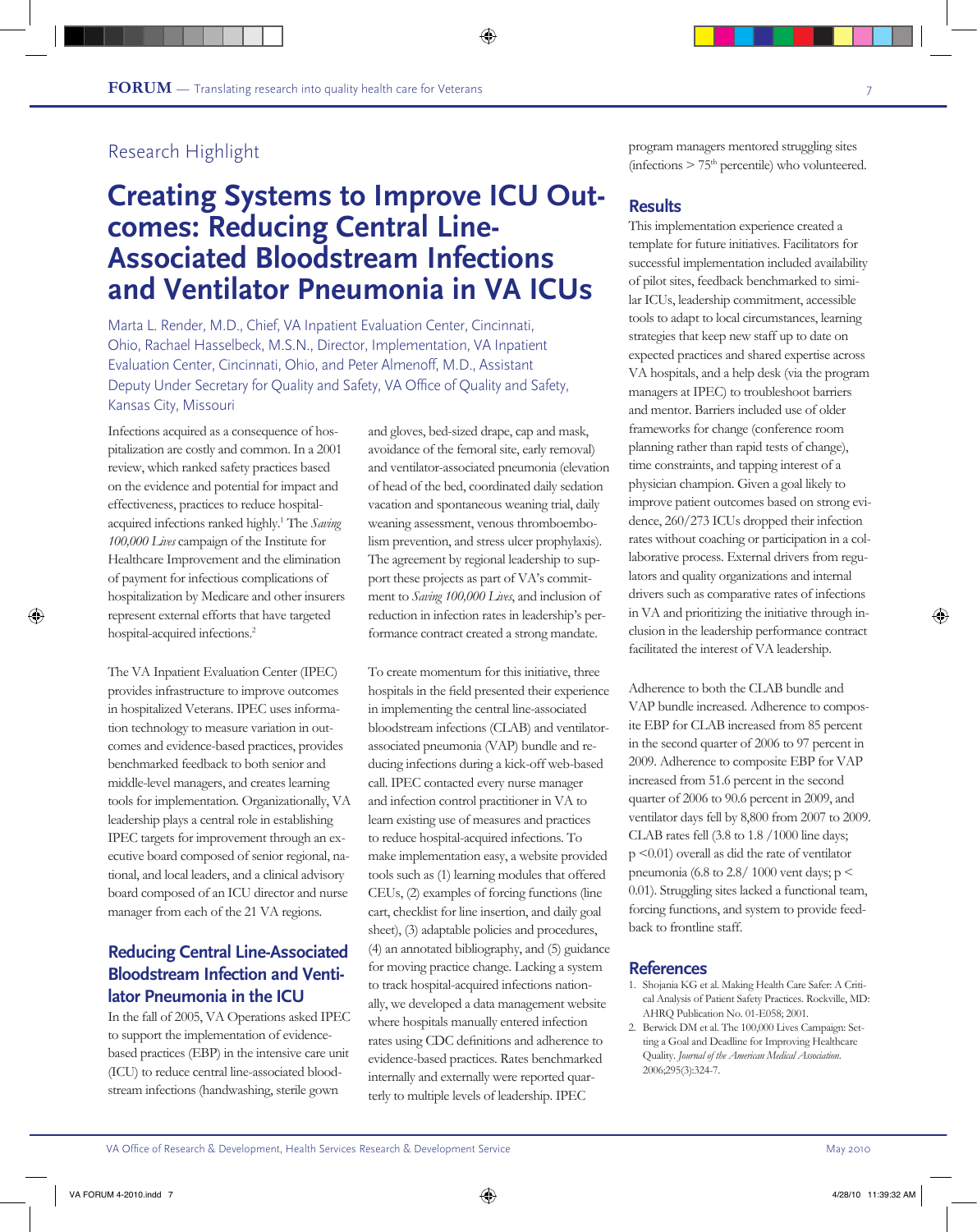## Research Highlight

# Creating Systems to Improve ICU Outcomes: Reducing Central Line-Associated Bloodstream Infections and Ventilator Pneumonia in VA ICUs

Marta L. Render, M.D., Chief, VA Inpatient Evaluation Center, Cincinnati, Ohio, Rachael Hasselbeck, M.S.N., Director, Implementation, VA Inpatient Evaluation Center, Cincinnati, Ohio, and Peter Almenoff, M.D., Assistant Deputy Under Secretary for Quality and Safety, VA Office of Quality and Safety, Kansas City, Missouri

Infections acquired as a consequence of hospitalization are costly and common. In a 2001 review, which ranked safety practices based on the evidence and potential for impact and effectiveness, practices to reduce hospital-acquired infections ranked highly.[1] The *Saving 100,000 Lives* campaign of the Institute for Healthcare Improvement and the elimination of payment for infectious complications of hospitalization by Medicare and other insurers represent external efforts that have targeted hospital-acquired infections.[2]

The VA Inpatient Evaluation Center (IPEC) provides infrastructure to improve outcomes in hospitalized Veterans. IPEC uses information technology to measure variation in outcomes and evidence-based practices, provides benchmarked feedback to both senior and middle-level managers, and creates learning tools for implementation. Organizationally, VA leadership plays a central role in establishing IPEC targets for improvement through an executive board composed of senior regional, national, and local leaders, and a clinical advisory board composed of an ICU director and nurse manager from each of the 21 VA regions.

### Reducing Central Line-Associated Bloodstream Infection and Ventilator Pneumonia in the ICU

In the fall of 2005, VA Operations asked IPEC to support the implementation of evidence-based practices (EBP) in the intensive care unit (ICU) to reduce central line-associated bloodstream infections (handwashing, sterile gown and gloves, bed-sized drape, cap and mask, avoidance of the femoral site, early removal) and ventilator-associated pneumonia (elevation of head of the bed, coordinated daily sedation vacation and spontaneous weaning trial, daily weaning assessment, venous thromboembolism prevention, and stress ulcer prophylaxis). The agreement by regional leadership to support these projects as part of VA's commitment to *Saving 100,000 Lives*, and inclusion of reduction in infection rates in leadership's performance contract created a strong mandate.

To create momentum for this initiative, three hospitals in the field presented their experience in implementing the central line-associated bloodstream infections (CLAB) and ventilator-associated pneumonia (VAP) bundle and reducing infections during a kick-off web-based call. IPEC contacted every nurse manager and infection control practitioner in VA to learn existing use of measures and practices to reduce hospital-acquired infections. To make implementation easy, a website provided tools such as (1) learning modules that offered CEUs, (2) examples of forcing functions (line cart, checklist for line insertion, and daily goal sheet), (3) adaptable policies and procedures, (4) an annotated bibliography, and (5) guidance for moving practice change. Lacking a system to track hospital-acquired infections nationally, we developed a data management website where hospitals manually entered infection rates using CDC definitions and adherence to evidence-based practices. Rates benchmarked internally and externally were reported quarterly to multiple levels of leadership. IPEC program managers mentored struggling sites (infections > 75th percentile) who volunteered.

### Results

This implementation experience created a template for future initiatives. Facilitators for successful implementation included availability of pilot sites, feedback benchmarked to similar ICUs, leadership commitment, accessible tools to adapt to local circumstances, learning strategies that keep new staff up to date on expected practices and shared expertise across VA hospitals, and a help desk (via the program managers at IPEC) to troubleshoot barriers and mentor. Barriers included use of older frameworks for change (conference room planning rather than rapid tests of change), time constraints, and tapping interest of a physician champion. Given a goal likely to improve patient outcomes based on strong evidence, 260/273 ICUs dropped their infection rates without coaching or participation in a collaborative process. External drivers from regulators and quality organizations and internal drivers such as comparative rates of infections in VA and prioritizing the initiative through inclusion in the leadership performance contract facilitated the interest of VA leadership.

Adherence to both the CLAB bundle and VAP bundle increased. Adherence to composite EBP for CLAB increased from 85 percent in the second quarter of 2006 to 97 percent in 2009. Adherence to composite EBP for VAP increased from 51.6 percent in the second quarter of 2006 to 90.6 percent in 2009, and ventilator days fell by 8,800 from 2007 to 2009. CLAB rates fell (3.8 to 1.8 /1000 line days; $p < 0.01$) overall as did the rate of ventilator pneumonia (6.8 to 2.8/ 1000 vent days; $p < 0.01$). Struggling sites lacked a functional team, forcing functions, and system to provide feedback to frontline staff.

### References

1. Shojania KG et al. Making Health Care Safer: A Critical Analysis of Patient Safety Practices. Rockville, MD: AHRQ Publication No. 01-E058; 2001.
2. Berwick DM et al. The 100,000 Lives Campaign: Setting a Goal and Deadline for Improving Healthcare Quality. *Journal of the American Medical Association.* 2006;295(3):324-7.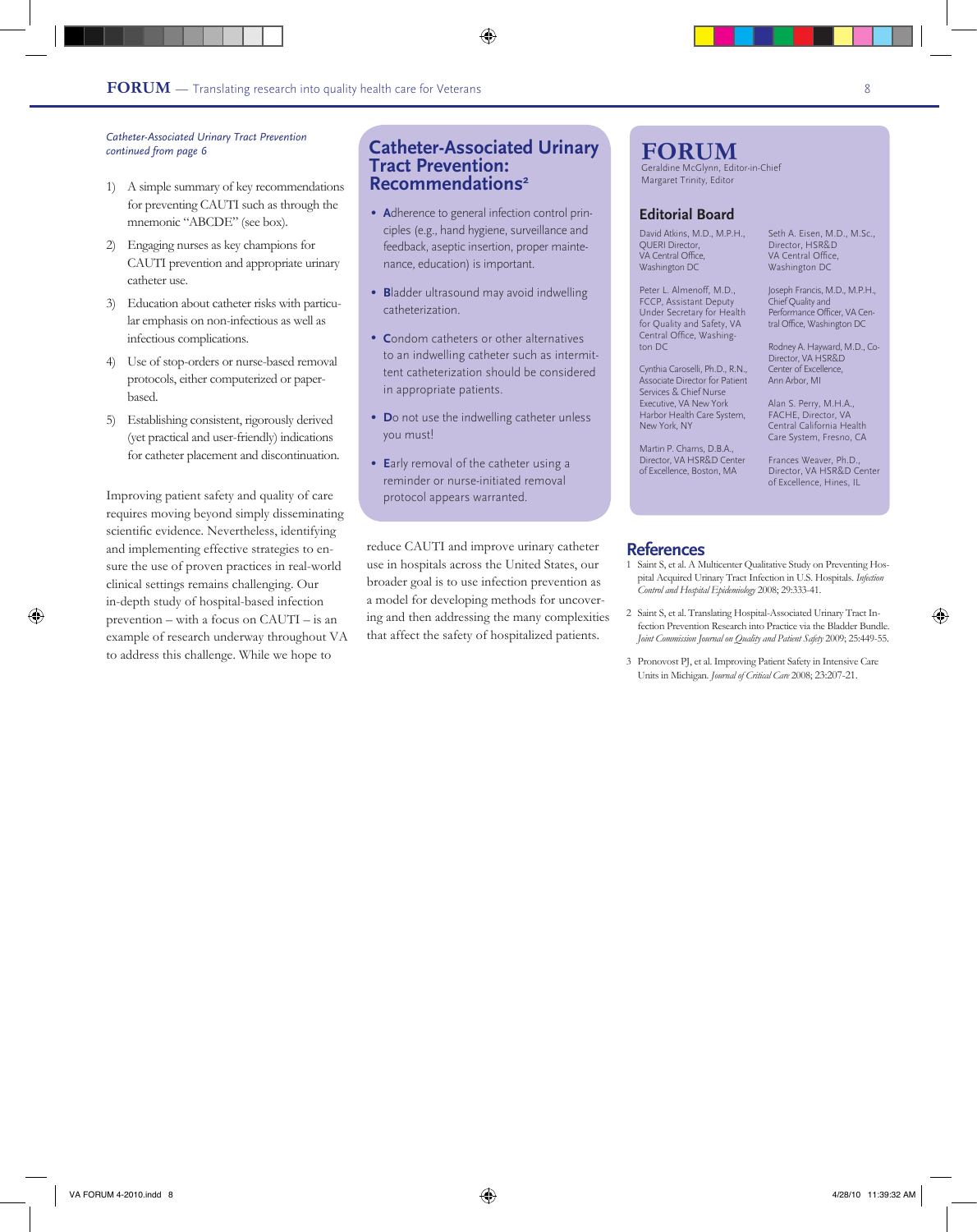*Catheter-Associated Urinary Tract Prevention continued from page 6*

1) A simple summary of key recommendations for preventing CAUTI such as through the mnemonic "ABCDE" (see box).
2) Engaging nurses as key champions for CAUTI prevention and appropriate urinary catheter use.
3) Education about catheter risks with particular emphasis on non-infectious as well as infectious complications.
4) Use of stop-orders or nurse-based removal protocols, either computerized or paper-based.
5) Establishing consistent, rigorously derived (yet practical and user-friendly) indications for catheter placement and discontinuation.

Improving patient safety and quality of care requires moving beyond simply disseminating scientific evidence. Nevertheless, identifying and implementing effective strategies to ensure the use of proven practices in real-world clinical settings remains challenging. Our in-depth study of hospital-based infection prevention – with a focus on CAUTI – is an example of research underway throughout VA to address this challenge. While we hope to reduce CAUTI and improve urinary catheter use in hospitals across the United States, our broader goal is to use infection prevention as a model for developing methods for uncovering and then addressing the many complexities that affect the safety of hospitalized patients.

## Catheter-Associated Urinary Tract Prevention: Recommendations[2]

- **A**dherence to general infection control principles (e.g., hand hygiene, surveillance and feedback, aseptic insertion, proper maintenance, education) is important.
- **B**ladder ultrasound may avoid indwelling catheterization.
- **C**ondom catheters or other alternatives to an indwelling catheter such as intermittent catheterization should be considered in appropriate patients.
- **D**o not use the indwelling catheter unless you must!
- **E**arly removal of the catheter using a reminder or nurse-initiated removal protocol appears warranted.

## FORUM

Geraldine McGlynn, Editor-in-Chief
Margaret Trinity, Editor

### Editorial Board

David Atkins, M.D., M.P.H., QUERI Director, VA Central Office, Washington DC

Peter L. Almenoff, M.D., FCCP, Assistant Deputy Under Secretary for Health for Quality and Safety, VA Central Office, Washington DC

Cynthia Caroselli, Ph.D., R.N., Associate Director for Patient Services & Chief Nurse Executive, VA New York Harbor Health Care System, New York, NY

Martin P. Charns, D.B.A., Director, VA HSR&D Center of Excellence, Boston, MA

Seth A. Eisen, M.D., M.Sc., Director, HSR&D VA Central Office, Washington DC

Joseph Francis, M.D., M.P.H., Chief Quality and Performance Officer, VA Central Office, Washington DC

Rodney A. Hayward, M.D., Co-Director, VA HSR&D Center of Excellence, Ann Arbor, MI

Alan S. Perry, M.H.A., FACHE, Director, VA Central California Health Care System, Fresno, CA

Frances Weaver, Ph.D., Director, VA HSR&D Center of Excellence, Hines, IL

## References

1. Saint S, et al. A Multicenter Qualitative Study on Preventing Hospital Acquired Urinary Tract Infection in U.S. Hospitals. *Infection Control and Hospital Epidemiology* 2008; 29:333-41.
2. Saint S, et al. Translating Hospital-Associated Urinary Tract Infection Prevention Research into Practice via the Bladder Bundle. *Joint Commission Journal on Quality and Patient Safety* 2009; 25:449-55.
3. Pronovost PJ, et al. Improving Patient Safety in Intensive Care Units in Michigan. *Journal of Critical Care* 2008; 23:207-21.